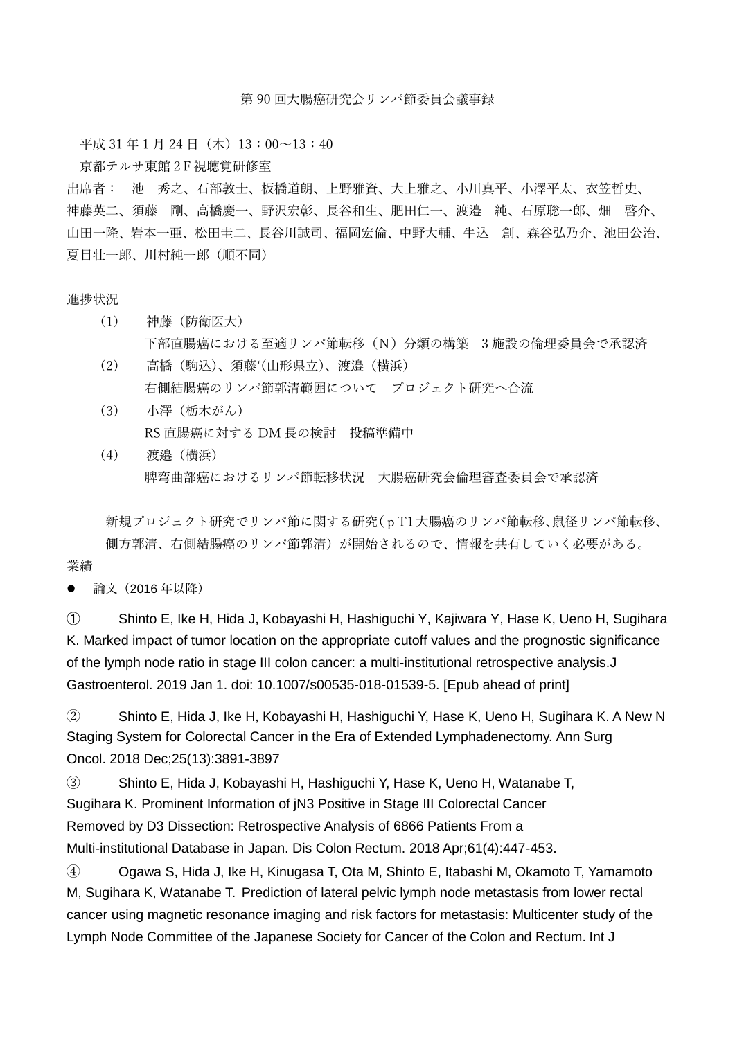# 第 90 回大腸癌研究会リンパ節委員会議事録

平成 31 年 1 月 24 日（木）13：00〜13：40

京都テルサ東館 2 F 視聴覚研修室

出席者：　池　秀之、石部敦士、板橋道朗、上野雅資、大上雅之、小川真平、小澤平太、衣笠哲史、神藤英二、須藤　剛、高橋慶一、野沢宏彰、長谷和生、肥田仁一、渡邉　純、石原聡一郎、畑　啓介、山田一隆、岩本一亜、松田圭二、長谷川誠司、福岡宏倫、中野大輔、牛込　創、森谷弘乃介、池田公治、夏目壮一郎、川村純一郎（順不同）

進捗状況

（1）　神藤（防衛医大）
　　下部直腸癌における至適リンパ節転移（N）分類の構築　3 施設の倫理委員会で承認済

（2）　高橋（駒込）、須藤（山形県立）、渡邉（横浜）
　　右側結腸癌のリンパ節郭清範囲について　プロジェクト研究へ合流

（3）　小澤（栃木がん）
　　RS 直腸癌に対する DM 長の検討　投稿準備中

（4）　渡邉（横浜）
　　脾弯曲部癌におけるリンパ節転移状況　大腸癌研究会倫理審査委員会で承認済

新規プロジェクト研究でリンパ節に関する研究（ｐT1 大腸癌のリンパ節転移、鼠径リンパ節転移、側方郭清、右側結腸癌のリンパ節郭清）が開始されるので、情報を共有していく必要がある。

業績

- 論文（2016 年以降）

① Shinto E, Ike H, Hida J, Kobayashi H, Hashiguchi Y, Kajiwara Y, Hase K, Ueno H, Sugihara K. Marked impact of tumor location on the appropriate cutoff values and the prognostic significance of the lymph node ratio in stage III colon cancer: a multi-institutional retrospective analysis.J Gastroenterol. 2019 Jan 1. doi: 10.1007/s00535-018-01539-5. [Epub ahead of print]

② Shinto E, Hida J, Ike H, Kobayashi H, Hashiguchi Y, Hase K, Ueno H, Sugihara K. A New N Staging System for Colorectal Cancer in the Era of Extended Lymphadenectomy. Ann Surg Oncol. 2018 Dec;25(13):3891-3897

③ Shinto E, Hida J, Kobayashi H, Hashiguchi Y, Hase K, Ueno H, Watanabe T, Sugihara K. Prominent Information of jN3 Positive in Stage III Colorectal Cancer Removed by D3 Dissection: Retrospective Analysis of 6866 Patients From a Multi-institutional Database in Japan. Dis Colon Rectum. 2018 Apr;61(4):447-453.

④ Ogawa S, Hida J, Ike H, Kinugasa T, Ota M, Shinto E, Itabashi M, Okamoto T, Yamamoto M, Sugihara K, Watanabe T. Prediction of lateral pelvic lymph node metastasis from lower rectal cancer using magnetic resonance imaging and risk factors for metastasis: Multicenter study of the Lymph Node Committee of the Japanese Society for Cancer of the Colon and Rectum. Int J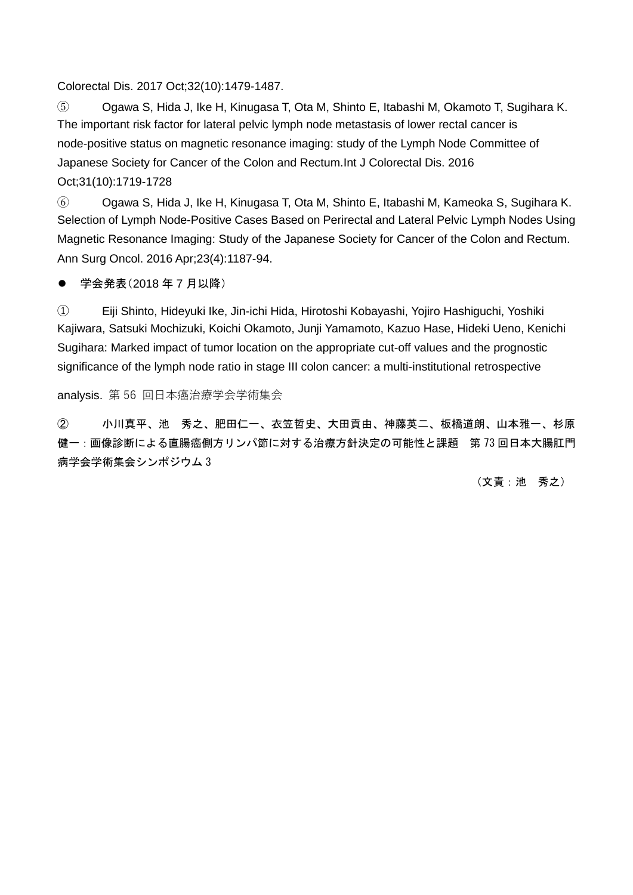Colorectal Dis. 2017 Oct;32(10):1479-1487.

⑤　Ogawa S, Hida J, Ike H, Kinugasa T, Ota M, Shinto E, Itabashi M, Okamoto T, Sugihara K. The important risk factor for lateral pelvic lymph node metastasis of lower rectal cancer is node-positive status on magnetic resonance imaging: study of the Lymph Node Committee of Japanese Society for Cancer of the Colon and Rectum.Int J Colorectal Dis. 2016 Oct;31(10):1719-1728

⑥　Ogawa S, Hida J, Ike H, Kinugasa T, Ota M, Shinto E, Itabashi M, Kameoka S, Sugihara K. Selection of Lymph Node-Positive Cases Based on Perirectal and Lateral Pelvic Lymph Nodes Using Magnetic Resonance Imaging: Study of the Japanese Society for Cancer of the Colon and Rectum. Ann Surg Oncol. 2016 Apr;23(4):1187-94.

- 学会発表（2018 年 7 月以降）

①　Eiji Shinto, Hideyuki Ike, Jin-ichi Hida, Hirotoshi Kobayashi, Yojiro Hashiguchi, Yoshiki Kajiwara, Satsuki Mochizuki, Koichi Okamoto, Junji Yamamoto, Kazuo Hase, Hideki Ueno, Kenichi Sugihara: Marked impact of tumor location on the appropriate cut-off values and the prognostic significance of the lymph node ratio in stage III colon cancer: a multi-institutional retrospective analysis. 第 56 回日本癌治療学会学術集会

②　小川真平、池　秀之、肥田仁一、衣笠哲史、大田貢由、神藤英二、板橋道朗、山本雅一、杉原健一：画像診断による直腸癌側方リンパ節に対する治療方針決定の可能性と課題　第 73 回日本大腸肛門病学会学術集会シンポジウム 3

（文責：池　秀之）